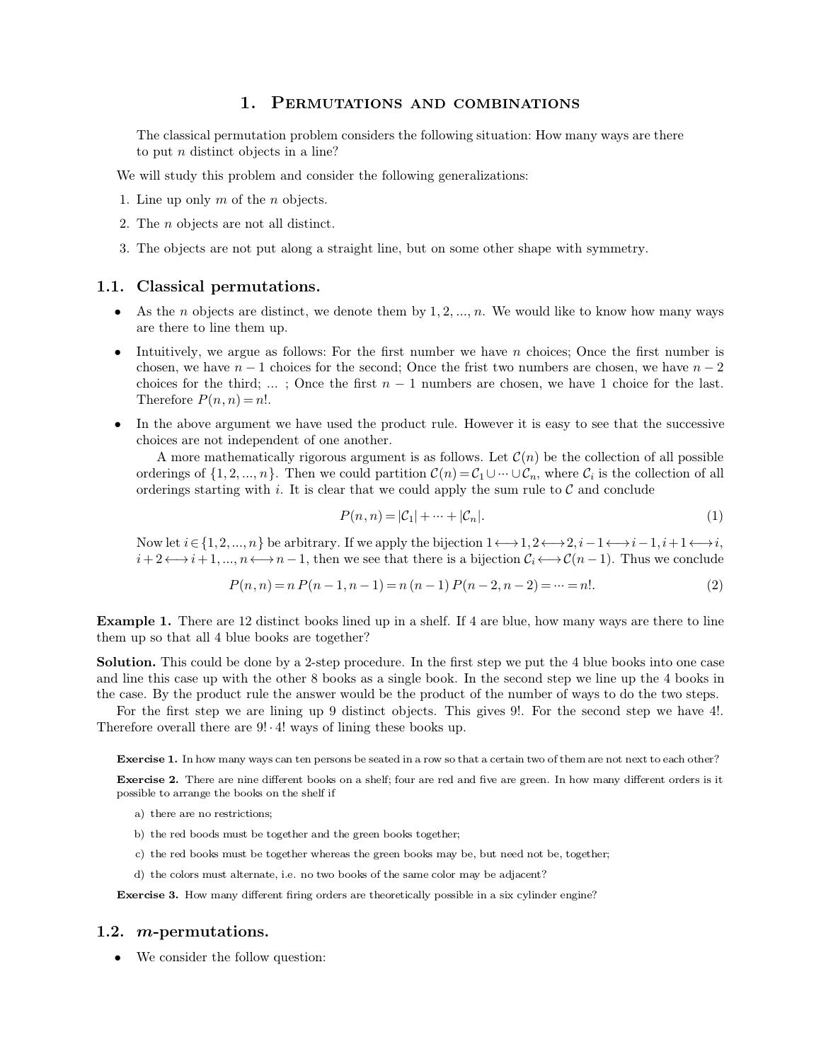# 1. Permutations and combinations

The classical permutation problem considers the following situation: How many ways are there to put $n$ distinct objects in a line?

We will study this problem and consider the following generalizations:

1. Line up only $m$ of the $n$ objects.
2. The $n$ objects are not all distinct.
3. The objects are not put along a straight line, but on some other shape with symmetry.

## 1.1. Classical permutations.

- As the $n$ objects are distinct, we denote them by $1, 2, ..., n$. We would like to know how many ways are there to line them up.
- Intuitively, we argue as follows: For the first number we have $n$ choices; Once the first number is chosen, we have $n-1$ choices for the second; Once the frist two numbers are chosen, we have $n-2$ choices for the third; ... ; Once the first $n-1$ numbers are chosen, we have 1 choice for the last. Therefore $P(n,n) = n!$.
- In the above argument we have used the product rule. However it is easy to see that the successive choices are not independent of one another.

  A more mathematically rigorous argument is as follows. Let $\mathcal{C}(n)$ be the collection of all possible orderings of $\{1, 2, ..., n\}$. Then we could partition $\mathcal{C}(n) = \mathcal{C}_1 \cup \cdots \cup \mathcal{C}_n$, where $\mathcal{C}_i$ is the collection of all orderings starting with $i$. It is clear that we could apply the sum rule to $\mathcal{C}$ and conclude

  $$P(n,n) = |\mathcal{C}_1| + \cdots + |\mathcal{C}_n|. \tag{1}$$

  Now let $i \in \{1, 2, ..., n\}$ be arbitrary. If we apply the bijection $1 \longleftrightarrow 1, 2 \longleftrightarrow 2, i-1 \longleftrightarrow i-1, i+1 \longleftrightarrow i$, $i+2 \longleftrightarrow i+1, ..., n \longleftrightarrow n-1$, then we see that there is a bijection $\mathcal{C}_i \longleftrightarrow \mathcal{C}(n-1)$. Thus we conclude

  $$P(n,n) = n\, P(n-1, n-1) = n\,(n-1)\, P(n-2, n-2) = \cdots = n!. \tag{2}$$

**Example 1.** There are 12 distinct books lined up in a shelf. If 4 are blue, how many ways are there to line them up so that all 4 blue books are together?

**Solution.** This could be done by a 2-step procedure. In the first step we put the 4 blue books into one case and line this case up with the other 8 books as a single book. In the second step we line up the 4 books in the case. By the product rule the answer would be the product of the number of ways to do the two steps.

For the first step we are lining up 9 distinct objects. This gives 9!. For the second step we have 4!. Therefore overall there are $9! \cdot 4!$ ways of lining these books up.

**Exercise 1.** In how many ways can ten persons be seated in a row so that a certain two of them are not next to each other?

**Exercise 2.** There are nine different books on a shelf; four are red and five are green. In how many different orders is it possible to arrange the books on the shelf if

a) there are no restrictions;

b) the red boods must be together and the green books together;

c) the red books must be together whereas the green books may be, but need not be, together;

d) the colors must alternate, i.e. no two books of the same color may be adjacent?

**Exercise 3.** How many different firing orders are theoretically possible in a six cylinder engine?

## 1.2. $m$-permutations.

- We consider the follow question: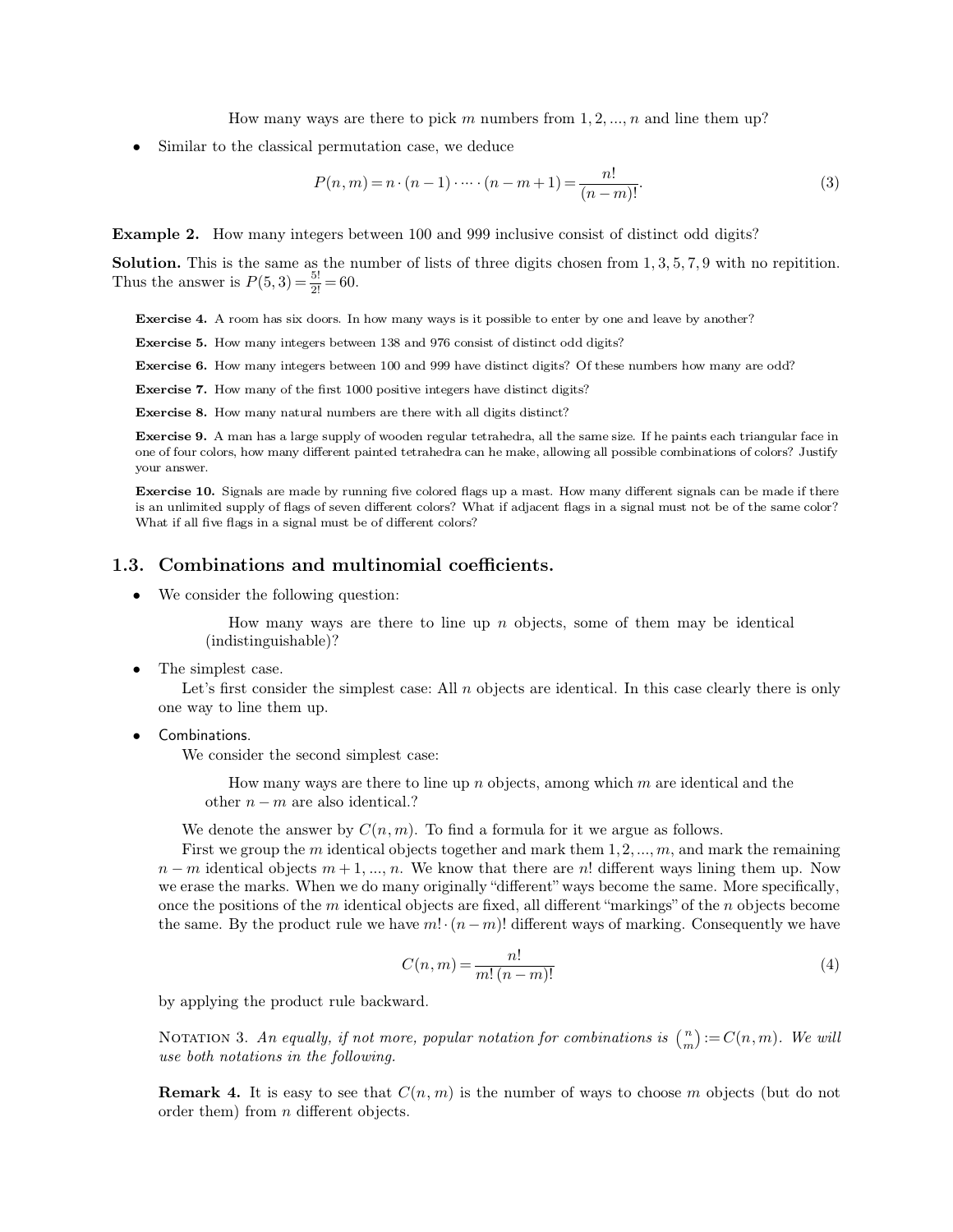How many ways are there to pick $m$ numbers from $1, 2, ..., n$ and line them up?

- Similar to the classical permutation case, we deduce

$$P(n, m) = n \cdot (n-1) \cdot \dots \cdot (n-m+1) = \frac{n!}{(n-m)!}. \tag{3}$$

**Example 2.** How many integers between 100 and 999 inclusive consist of distinct odd digits?

**Solution.** This is the same as the number of lists of three digits chosen from $1, 3, 5, 7, 9$ with no repitition. Thus the answer is $P(5, 3) = \frac{5!}{2!} = 60$.

**Exercise 4.** A room has six doors. In how many ways is it possible to enter by one and leave by another?

**Exercise 5.** How many integers between 138 and 976 consist of distinct odd digits?

**Exercise 6.** How many integers between 100 and 999 have distinct digits? Of these numbers how many are odd?

**Exercise 7.** How many of the first 1000 positive integers have distinct digits?

**Exercise 8.** How many natural numbers are there with all digits distinct?

**Exercise 9.** A man has a large supply of wooden regular tetrahedra, all the same size. If he paints each triangular face in one of four colors, how many different painted tetrahedra can he make, allowing all possible combinations of colors? Justify your answer.

**Exercise 10.** Signals are made by running five colored flags up a mast. How many different signals can be made if there is an unlimited supply of flags of seven different colors? What if adjacent flags in a signal must not be of the same color? What if all five flags in a signal must be of different colors?

## 1.3. Combinations and multinomial coefficients.

- We consider the following question:

  How many ways are there to line up $n$ objects, some of them may be identical (indistinguishable)?

- The simplest case.

  Let's first consider the simplest case: All $n$ objects are identical. In this case clearly there is only one way to line them up.

- Combinations.

  We consider the second simplest case:

  How many ways are there to line up $n$ objects, among which $m$ are identical and the other $n - m$ are also identical.?

  We denote the answer by $C(n, m)$. To find a formula for it we argue as follows.

  First we group the $m$ identical objects together and mark them $1, 2, ..., m$, and mark the remaining $n - m$ identical objects $m + 1, ..., n$. We know that there are $n!$ different ways lining them up. Now we erase the marks. When we do many originally "different" ways become the same. More specifically, once the positions of the $m$ identical objects are fixed, all different "markings" of the $n$ objects become the same. By the product rule we have $m! \cdot (n-m)!$ different ways of marking. Consequently we have

$$C(n, m) = \frac{n!}{m!\,(n-m)!} \tag{4}$$

  by applying the product rule backward.

NOTATION 3. *An equally, if not more, popular notation for combinations is* $\binom{n}{m} := C(n, m)$. *We will use both notations in the following.*

**Remark 4.** It is easy to see that $C(n, m)$ is the number of ways to choose $m$ objects (but do not order them) from $n$ different objects.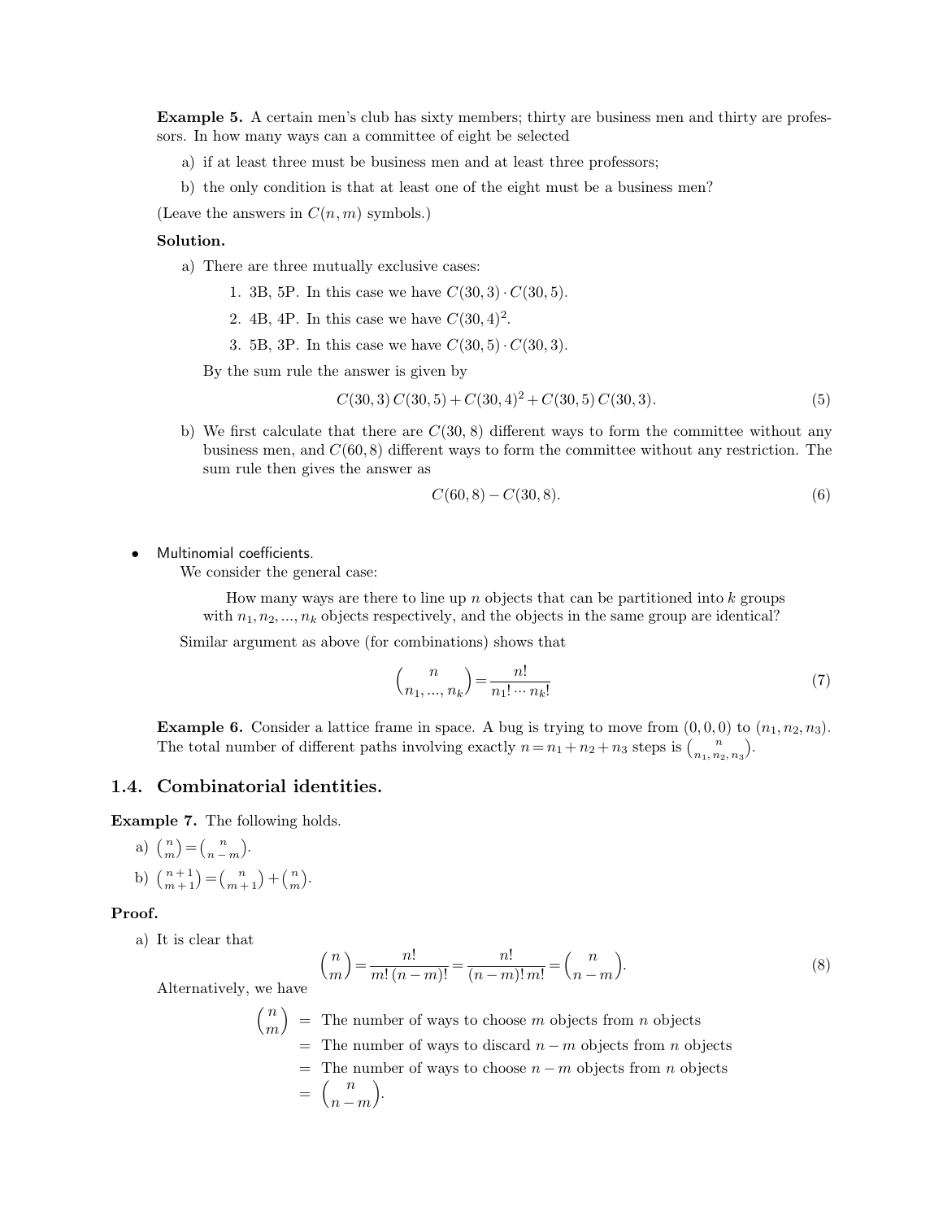**Example 5.** A certain men's club has sixty members; thirty are business men and thirty are professors. In how many ways can a committee of eight be selected

a) if at least three must be business men and at least three professors;

b) the only condition is that at least one of the eight must be a business men?

(Leave the answers in $C(n,m)$ symbols.)

**Solution.**

a) There are three mutually exclusive cases:

1. 3B, 5P. In this case we have $C(30,3)\cdot C(30,5)$.
2. 4B, 4P. In this case we have $C(30,4)^2$.
3. 5B, 3P. In this case we have $C(30,5)\cdot C(30,3)$.

By the sum rule the answer is given by

$$C(30,3)\,C(30,5)+C(30,4)^2+C(30,5)\,C(30,3). \tag{5}$$

b) We first calculate that there are $C(30,8)$ different ways to form the committee without any business men, and $C(60,8)$ different ways to form the committee without any restriction. The sum rule then gives the answer as

$$C(60,8)-C(30,8). \tag{6}$$

- Multinomial coefficients.

We consider the general case:

How many ways are there to line up $n$ objects that can be partitioned into $k$ groups with $n_1, n_2, \ldots, n_k$ objects respectively, and the objects in the same group are identical?

Similar argument as above (for combinations) shows that

$$\binom{n}{n_1,\ldots,n_k}=\frac{n!}{n_1!\cdots n_k!} \tag{7}$$

**Example 6.** Consider a lattice frame in space. A bug is trying to move from $(0,0,0)$ to $(n_1,n_2,n_3)$. The total number of different paths involving exactly $n=n_1+n_2+n_3$ steps is $\binom{n}{n_1,n_2,n_3}$.

## 1.4. Combinatorial identities.

**Example 7.** The following holds.

a) $\binom{n}{m}=\binom{n}{n-m}$.

b) $\binom{n+1}{m+1}=\binom{n}{m+1}+\binom{n}{m}$.

**Proof.**

a) It is clear that

$$\binom{n}{m}=\frac{n!}{m!\,(n-m)!}=\frac{n!}{(n-m)!\,m!}=\binom{n}{n-m}. \tag{8}$$

Alternatively, we have

$$\begin{aligned}\binom{n}{m} &= \text{The number of ways to choose } m \text{ objects from } n \text{ objects}\\ &= \text{The number of ways to discard } n-m \text{ objects from } n \text{ objects}\\ &= \text{The number of ways to choose } n-m \text{ objects from } n \text{ objects}\\ &= \binom{n}{n-m}.\end{aligned}$$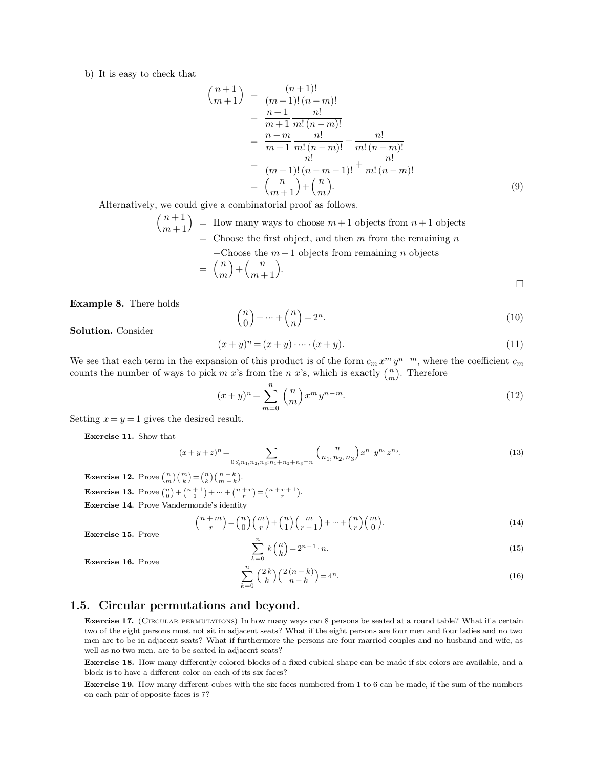b) It is easy to check that

$$\begin{aligned}
\binom{n+1}{m+1} &= \frac{(n+1)!}{(m+1)!\,(n-m)!} \\
&= \frac{n+1}{m+1}\,\frac{n!}{m!\,(n-m)!} \\
&= \frac{n-m}{m+1}\,\frac{n!}{m!\,(n-m)!} + \frac{n!}{m!\,(n-m)!} \\
&= \frac{n!}{(m+1)!\,(n-m-1)!} + \frac{n!}{m!\,(n-m)!} \\
&= \binom{n}{m+1} + \binom{n}{m}.
\end{aligned} \tag{9}$$

Alternatively, we could give a combinatorial proof as follows.

$$\begin{aligned}
\binom{n+1}{m+1} &= \text{How many ways to choose } m+1 \text{ objects from } n+1 \text{ objects} \\
&= \text{Choose the first object, and then } m \text{ from the remaining } n \\
&\quad + \text{Choose the } m+1 \text{ objects from remaining } n \text{ objects} \\
&= \binom{n}{m} + \binom{n}{m+1}.
\end{aligned}$$

□

**Example 8.** There holds

$$\binom{n}{0} + \cdots + \binom{n}{n} = 2^n. \tag{10}$$

**Solution.** Consider

$$(x+y)^n = (x+y)\cdot\cdots\cdot(x+y). \tag{11}$$

We see that each term in the expansion of this product is of the form $c_m\, x^m\, y^{n-m}$, where the coefficient $c_m$ counts the number of ways to pick $m$ $x$'s from the $n$ $x$'s, which is exactly $\binom{n}{m}$. Therefore

$$(x+y)^n = \sum_{m=0}^{n} \binom{n}{m} x^m\, y^{n-m}. \tag{12}$$

Setting $x = y = 1$ gives the desired result.

**Exercise 11.** Show that

$$(x+y+z)^n = \sum_{0 \leqslant n_1, n_2, n_3;\, n_1+n_2+n_3=n} \binom{n}{n_1, n_2, n_3} x^{n_1}\, y^{n_2}\, z^{n_3}. \tag{13}$$

**Exercise 12.** Prove $\binom{n}{m}\binom{m}{k} = \binom{n}{k}\binom{n-k}{m-k}$.

**Exercise 13.** Prove $\binom{n}{0} + \binom{n+1}{1} + \cdots + \binom{n+r}{r} = \binom{n+r+1}{r}$.

**Exercise 14.** Prove Vandermonde's identity

$$\binom{n+m}{r} = \binom{n}{0}\binom{m}{r} + \binom{n}{1}\binom{m}{r-1} + \cdots + \binom{n}{r}\binom{m}{0}. \tag{14}$$

**Exercise 15.** Prove

$$\sum_{k=0}^{n} k \binom{n}{k} = 2^{n-1} \cdot n. \tag{15}$$

**Exercise 16.** Prove

$$\sum_{k=0}^{n} \binom{2k}{k}\binom{2(n-k)}{n-k} = 4^n. \tag{16}$$

## 1.5. Circular permutations and beyond.

**Exercise 17.** (Circular permutations) In how many ways can 8 persons be seated at a round table? What if a certain two of the eight persons must not sit in adjacent seats? What if the eight persons are four men and four ladies and no two men are to be in adjacent seats? What if furthermore the persons are four married couples and no husband and wife, as well as no two men, are to be seated in adjacent seats?

**Exercise 18.** How many differently colored blocks of a fixed cubical shape can be made if six colors are available, and a block is to have a different color on each of its six faces?

**Exercise 19.** How many different cubes with the six faces numbered from 1 to 6 can be made, if the sum of the numbers on each pair of opposite faces is 7?